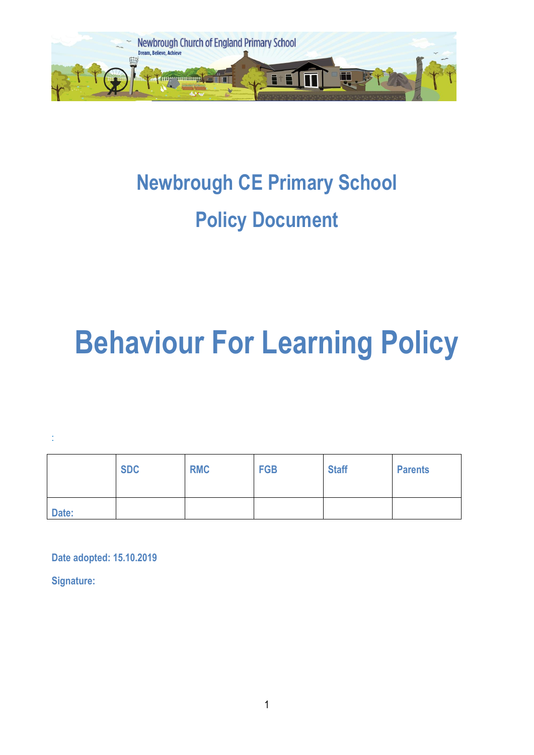# Newbrough CE Primary School

## Policy Document

# Behaviour For Learning Policy

:

| | SDC | RMC | FGB | Staff | Parents |
|---|---|---|---|---|---|
| Date: | | | | | |

**Date adopted: 15.10.2019**

**Signature:**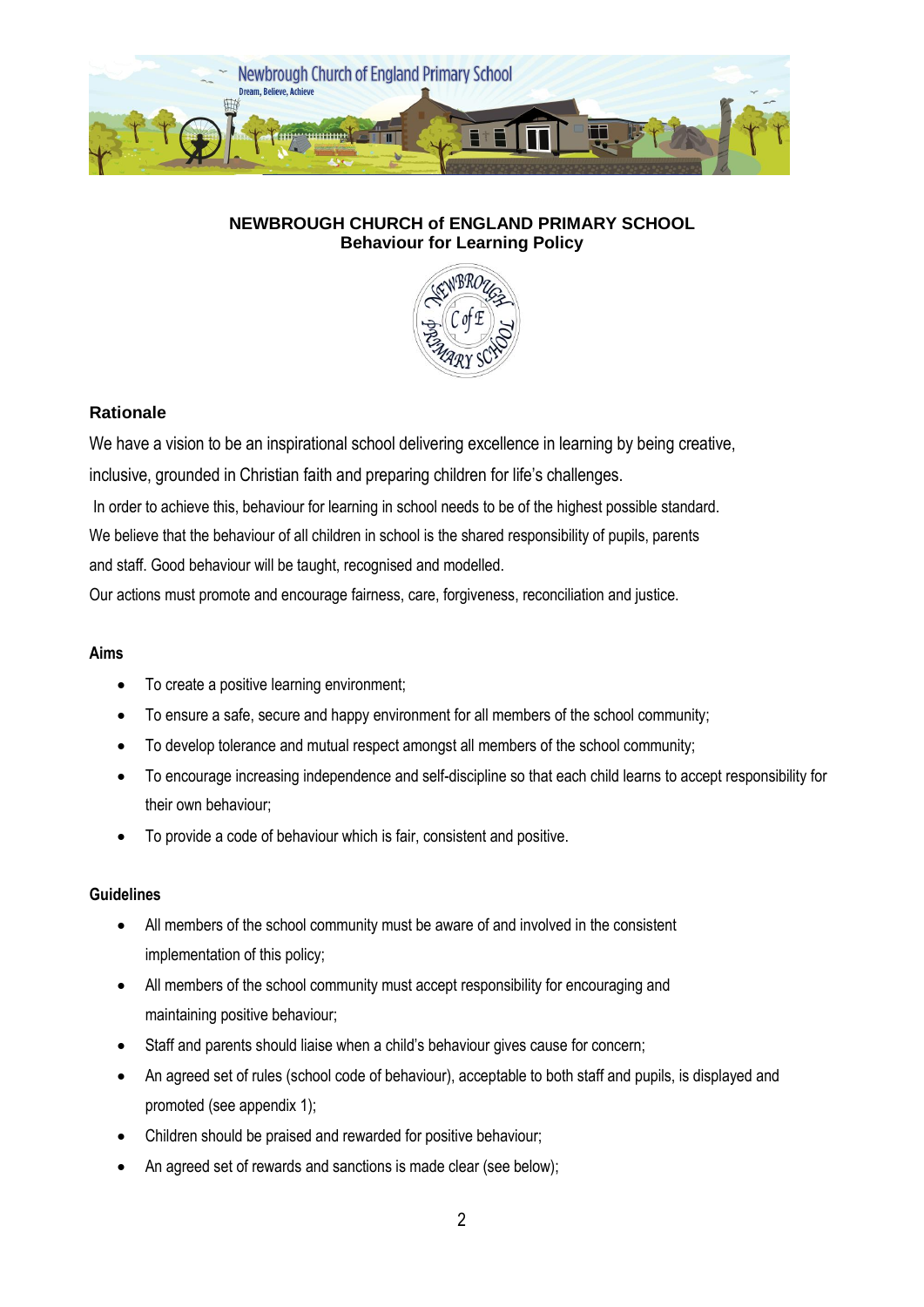**NEWBROUGH CHURCH of ENGLAND PRIMARY SCHOOL**
**Behaviour for Learning Policy**

## Rationale

We have a vision to be an inspirational school delivering excellence in learning by being creative, inclusive, grounded in Christian faith and preparing children for life's challenges.

In order to achieve this, behaviour for learning in school needs to be of the highest possible standard. We believe that the behaviour of all children in school is the shared responsibility of pupils, parents and staff. Good behaviour will be taught, recognised and modelled.

Our actions must promote and encourage fairness, care, forgiveness, reconciliation and justice.

### Aims

- To create a positive learning environment;
- To ensure a safe, secure and happy environment for all members of the school community;
- To develop tolerance and mutual respect amongst all members of the school community;
- To encourage increasing independence and self-discipline so that each child learns to accept responsibility for their own behaviour;
- To provide a code of behaviour which is fair, consistent and positive.

### Guidelines

- All members of the school community must be aware of and involved in the consistent implementation of this policy;
- All members of the school community must accept responsibility for encouraging and maintaining positive behaviour;
- Staff and parents should liaise when a child's behaviour gives cause for concern;
- An agreed set of rules (school code of behaviour), acceptable to both staff and pupils, is displayed and promoted (see appendix 1);
- Children should be praised and rewarded for positive behaviour;
- An agreed set of rewards and sanctions is made clear (see below);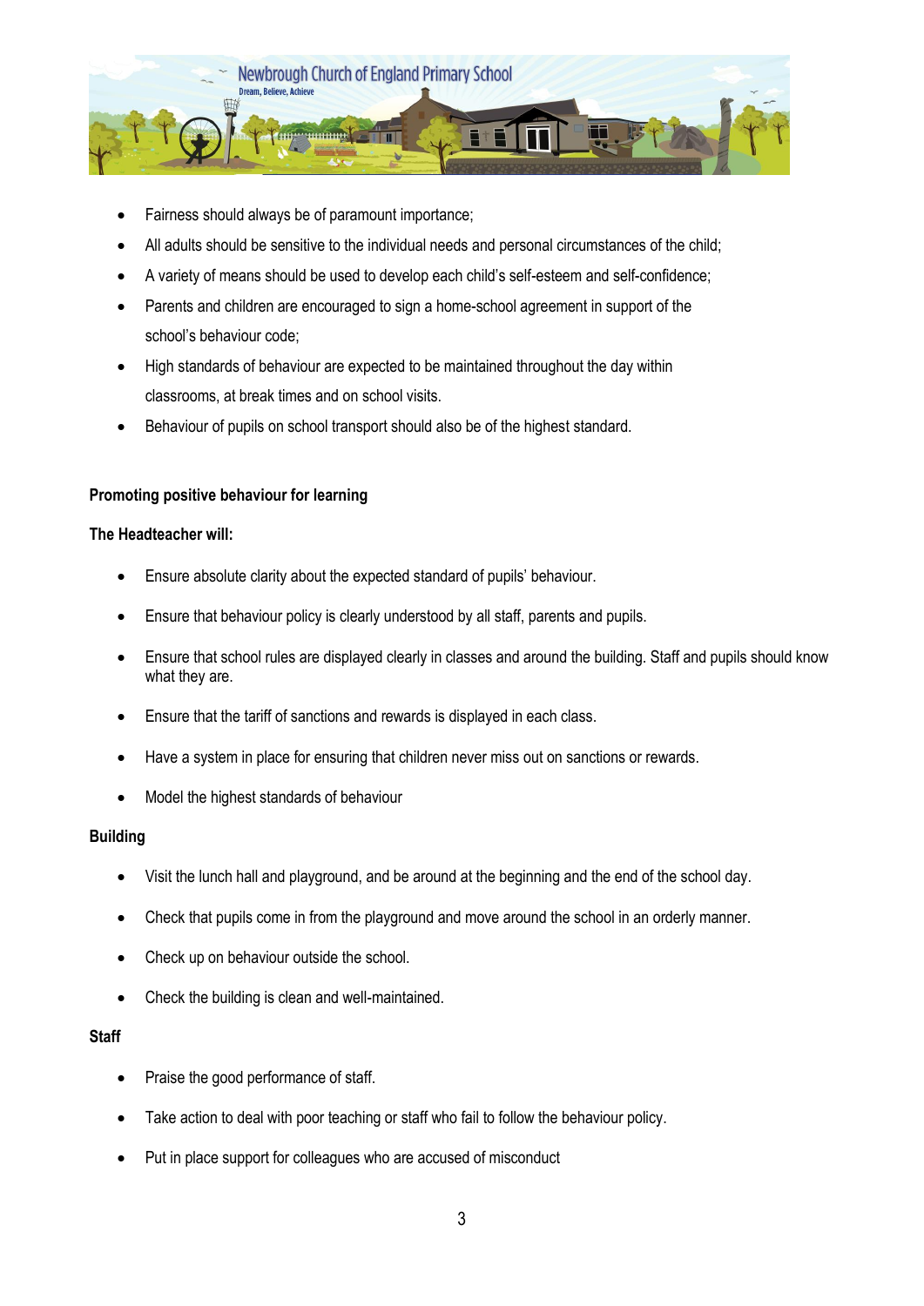- Fairness should always be of paramount importance;
- All adults should be sensitive to the individual needs and personal circumstances of the child;
- A variety of means should be used to develop each child's self-esteem and self-confidence;
- Parents and children are encouraged to sign a home-school agreement in support of the school's behaviour code;
- High standards of behaviour are expected to be maintained throughout the day within classrooms, at break times and on school visits.
- Behaviour of pupils on school transport should also be of the highest standard.

**Promoting positive behaviour for learning**

**The Headteacher will:**

- Ensure absolute clarity about the expected standard of pupils' behaviour.
- Ensure that behaviour policy is clearly understood by all staff, parents and pupils.
- Ensure that school rules are displayed clearly in classes and around the building. Staff and pupils should know what they are.
- Ensure that the tariff of sanctions and rewards is displayed in each class.
- Have a system in place for ensuring that children never miss out on sanctions or rewards.
- Model the highest standards of behaviour

**Building**

- Visit the lunch hall and playground, and be around at the beginning and the end of the school day.
- Check that pupils come in from the playground and move around the school in an orderly manner.
- Check up on behaviour outside the school.
- Check the building is clean and well-maintained.

**Staff**

- Praise the good performance of staff.
- Take action to deal with poor teaching or staff who fail to follow the behaviour policy.
- Put in place support for colleagues who are accused of misconduct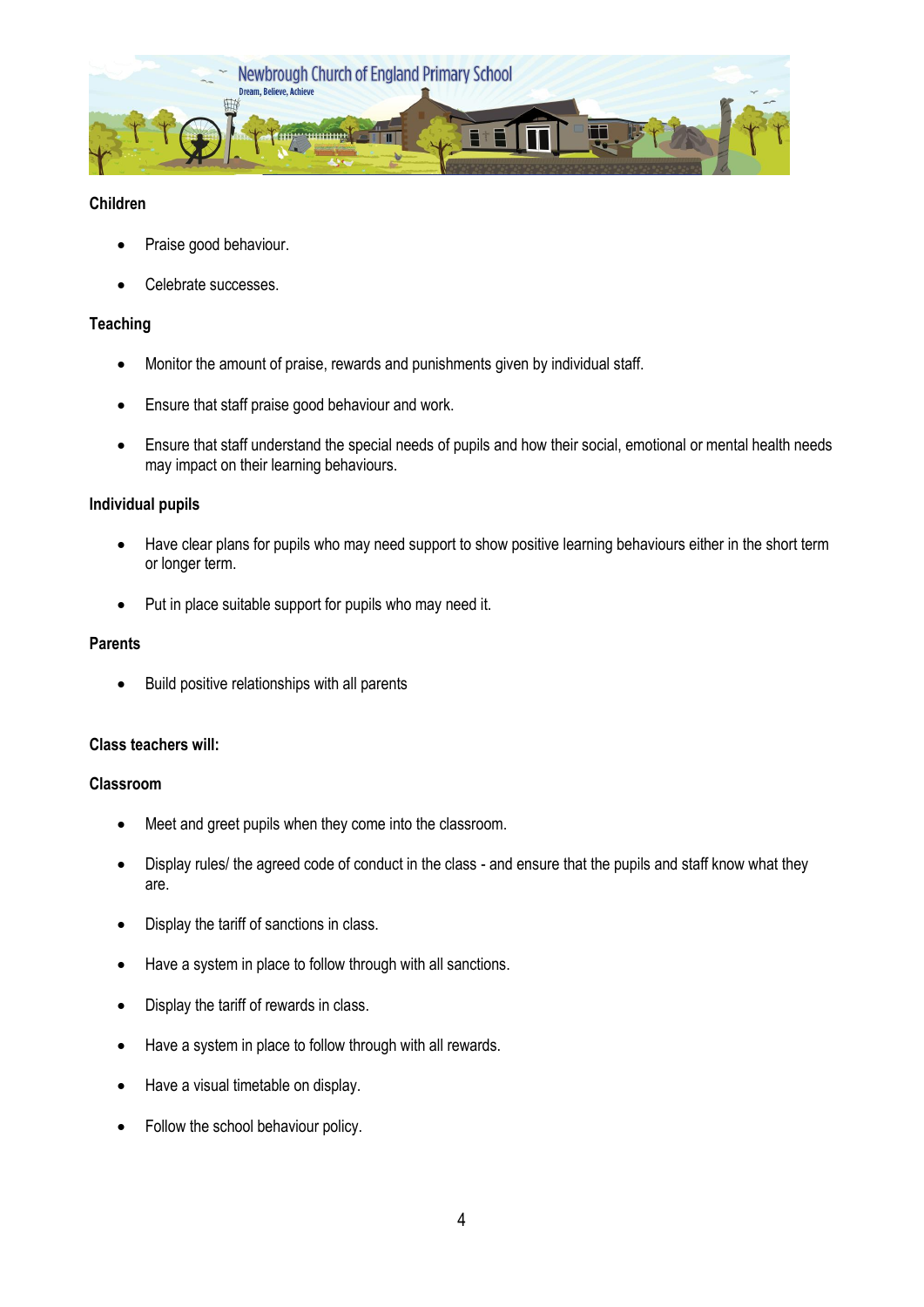**Children**

- Praise good behaviour.
- Celebrate successes.

**Teaching**

- Monitor the amount of praise, rewards and punishments given by individual staff.
- Ensure that staff praise good behaviour and work.
- Ensure that staff understand the special needs of pupils and how their social, emotional or mental health needs may impact on their learning behaviours.

**Individual pupils**

- Have clear plans for pupils who may need support to show positive learning behaviours either in the short term or longer term.
- Put in place suitable support for pupils who may need it.

**Parents**

- Build positive relationships with all parents

**Class teachers will:**

**Classroom**

- Meet and greet pupils when they come into the classroom.
- Display rules/ the agreed code of conduct in the class - and ensure that the pupils and staff know what they are.
- Display the tariff of sanctions in class.
- Have a system in place to follow through with all sanctions.
- Display the tariff of rewards in class.
- Have a system in place to follow through with all rewards.
- Have a visual timetable on display.
- Follow the school behaviour policy.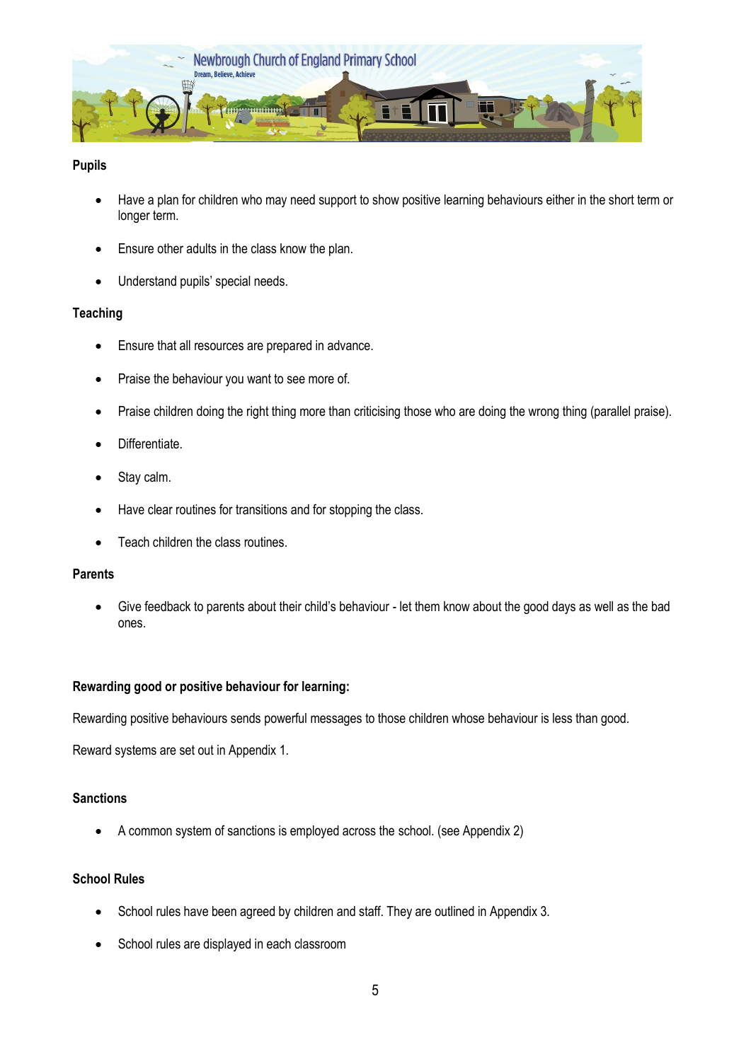**Pupils**

- Have a plan for children who may need support to show positive learning behaviours either in the short term or longer term.
- Ensure other adults in the class know the plan.
- Understand pupils' special needs.

**Teaching**

- Ensure that all resources are prepared in advance.
- Praise the behaviour you want to see more of.
- Praise children doing the right thing more than criticising those who are doing the wrong thing (parallel praise).
- Differentiate.
- Stay calm.
- Have clear routines for transitions and for stopping the class.
- Teach children the class routines.

**Parents**

- Give feedback to parents about their child's behaviour - let them know about the good days as well as the bad ones.

**Rewarding good or positive behaviour for learning:**

Rewarding positive behaviours sends powerful messages to those children whose behaviour is less than good.

Reward systems are set out in Appendix 1.

**Sanctions**

- A common system of sanctions is employed across the school. (see Appendix 2)

**School Rules**

- School rules have been agreed by children and staff. They are outlined in Appendix 3.
- School rules are displayed in each classroom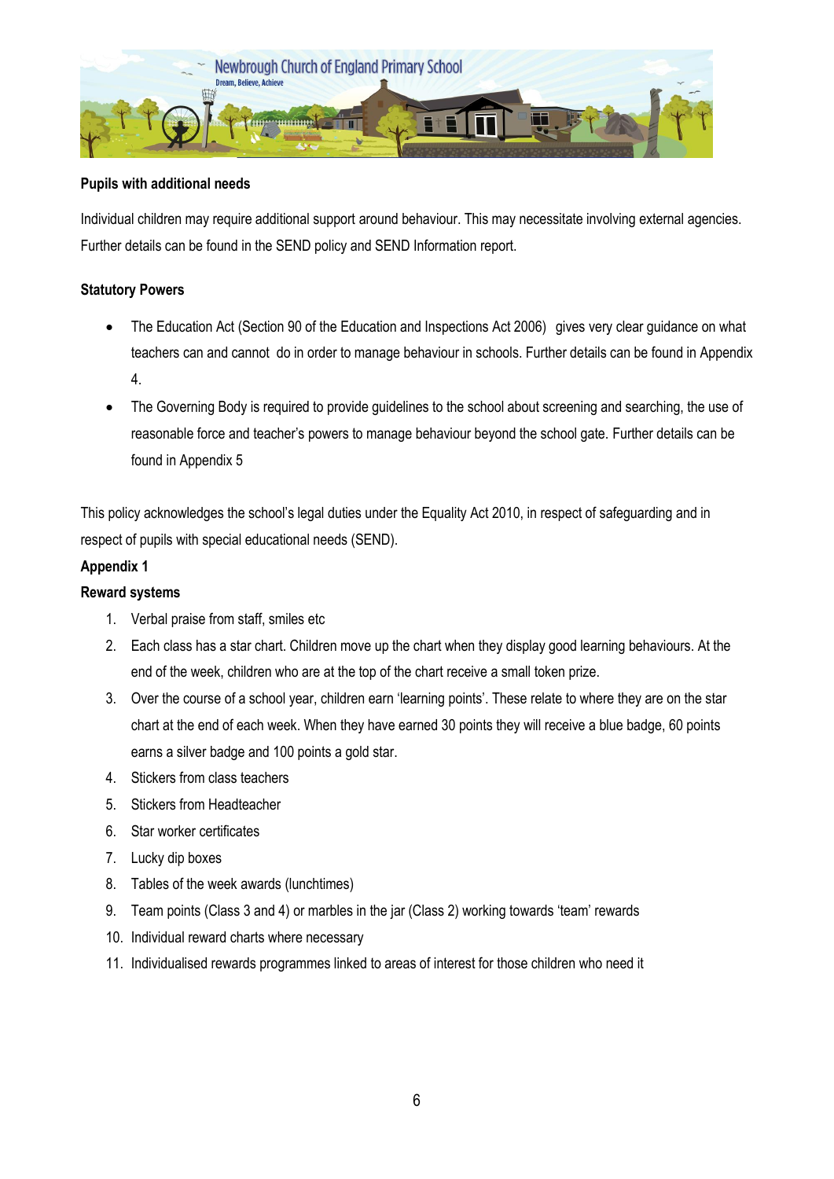**Pupils with additional needs**

Individual children may require additional support around behaviour. This may necessitate involving external agencies. Further details can be found in the SEND policy and SEND Information report.

**Statutory Powers**

- The Education Act (Section 90 of the Education and Inspections Act 2006) gives very clear guidance on what teachers can and cannot do in order to manage behaviour in schools. Further details can be found in Appendix 4.
- The Governing Body is required to provide guidelines to the school about screening and searching, the use of reasonable force and teacher's powers to manage behaviour beyond the school gate. Further details can be found in Appendix 5

This policy acknowledges the school's legal duties under the Equality Act 2010, in respect of safeguarding and in respect of pupils with special educational needs (SEND).

**Appendix 1**

**Reward systems**

1. Verbal praise from staff, smiles etc
2. Each class has a star chart. Children move up the chart when they display good learning behaviours. At the end of the week, children who are at the top of the chart receive a small token prize.
3. Over the course of a school year, children earn 'learning points'. These relate to where they are on the star chart at the end of each week. When they have earned 30 points they will receive a blue badge, 60 points earns a silver badge and 100 points a gold star.
4. Stickers from class teachers
5. Stickers from Headteacher
6. Star worker certificates
7. Lucky dip boxes
8. Tables of the week awards (lunchtimes)
9. Team points (Class 3 and 4) or marbles in the jar (Class 2) working towards 'team' rewards
10. Individual reward charts where necessary
11. Individualised rewards programmes linked to areas of interest for those children who need it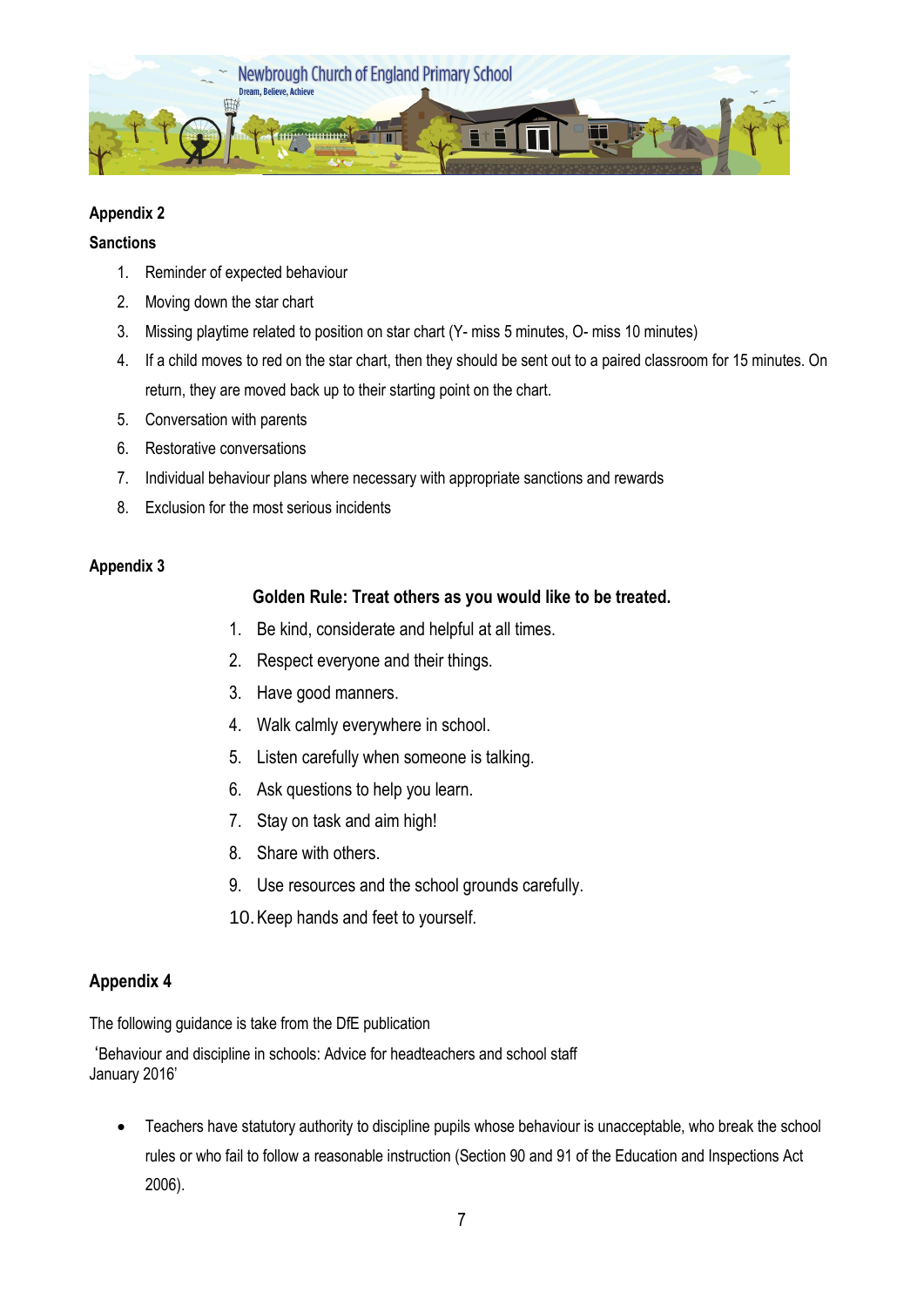## Appendix 2

### Sanctions

1. Reminder of expected behaviour
2. Moving down the star chart
3. Missing playtime related to position on star chart (Y- miss 5 minutes, O- miss 10 minutes)
4. If a child moves to red on the star chart, then they should be sent out to a paired classroom for 15 minutes. On return, they are moved back up to their starting point on the chart.
5. Conversation with parents
6. Restorative conversations
7. Individual behaviour plans where necessary with appropriate sanctions and rewards
8. Exclusion for the most serious incidents

## Appendix 3

**Golden Rule: Treat others as you would like to be treated.**

1. Be kind, considerate and helpful at all times.
2. Respect everyone and their things.
3. Have good manners.
4. Walk calmly everywhere in school.
5. Listen carefully when someone is talking.
6. Ask questions to help you learn.
7. Stay on task and aim high!
8. Share with others.
9. Use resources and the school grounds carefully.
10. Keep hands and feet to yourself.

## Appendix 4

The following guidance is take from the DfE publication

'Behaviour and discipline in schools: Advice for headteachers and school staff January 2016'

- Teachers have statutory authority to discipline pupils whose behaviour is unacceptable, who break the school rules or who fail to follow a reasonable instruction (Section 90 and 91 of the Education and Inspections Act 2006).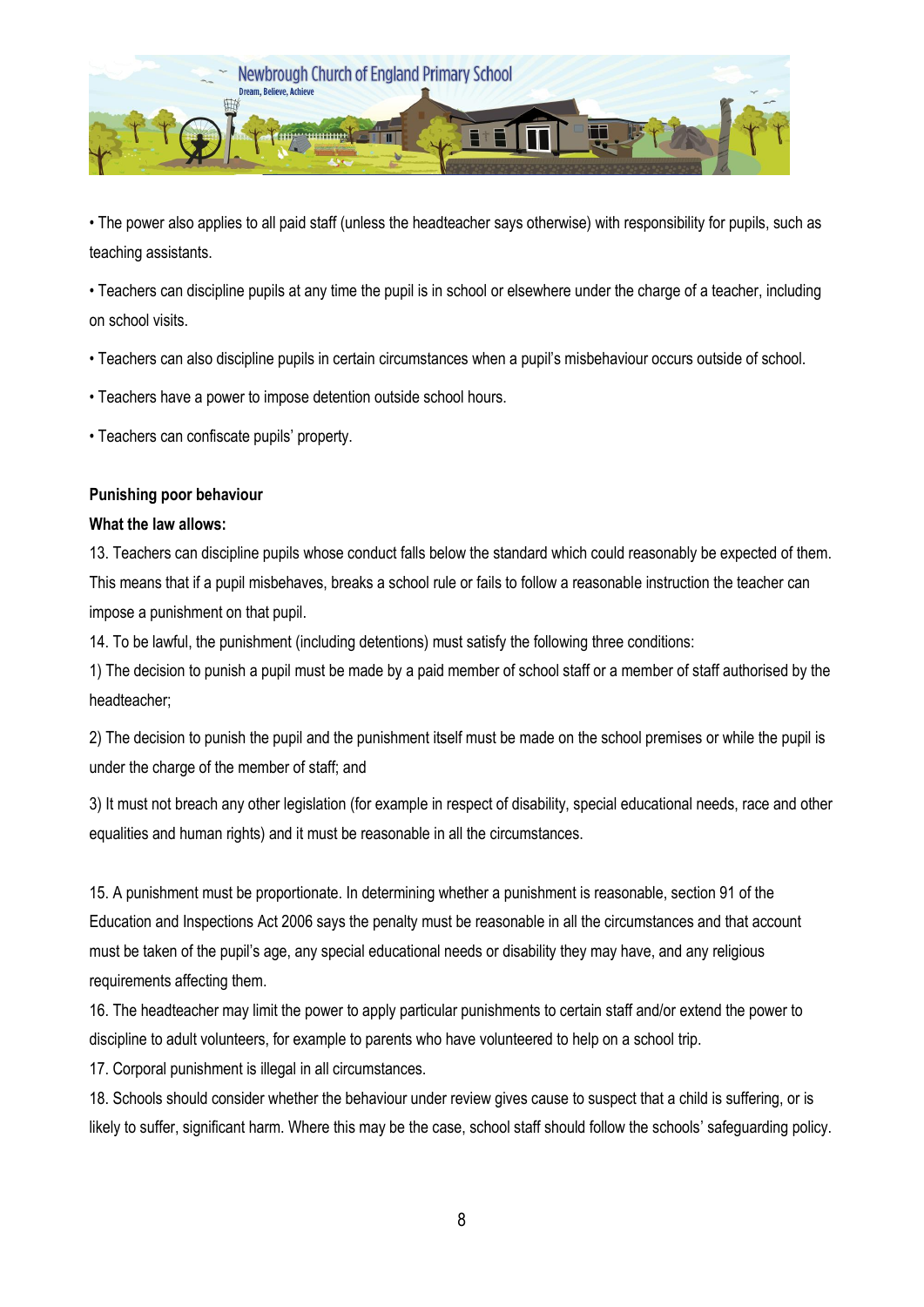- The power also applies to all paid staff (unless the headteacher says otherwise) with responsibility for pupils, such as teaching assistants.
- Teachers can discipline pupils at any time the pupil is in school or elsewhere under the charge of a teacher, including on school visits.
- Teachers can also discipline pupils in certain circumstances when a pupil's misbehaviour occurs outside of school.
- Teachers have a power to impose detention outside school hours.
- Teachers can confiscate pupils' property.

**Punishing poor behaviour**

**What the law allows:**

13. Teachers can discipline pupils whose conduct falls below the standard which could reasonably be expected of them. This means that if a pupil misbehaves, breaks a school rule or fails to follow a reasonable instruction the teacher can impose a punishment on that pupil.

14. To be lawful, the punishment (including detentions) must satisfy the following three conditions:

1) The decision to punish a pupil must be made by a paid member of school staff or a member of staff authorised by the headteacher;

2) The decision to punish the pupil and the punishment itself must be made on the school premises or while the pupil is under the charge of the member of staff; and

3) It must not breach any other legislation (for example in respect of disability, special educational needs, race and other equalities and human rights) and it must be reasonable in all the circumstances.

15. A punishment must be proportionate. In determining whether a punishment is reasonable, section 91 of the Education and Inspections Act 2006 says the penalty must be reasonable in all the circumstances and that account must be taken of the pupil's age, any special educational needs or disability they may have, and any religious requirements affecting them.

16. The headteacher may limit the power to apply particular punishments to certain staff and/or extend the power to discipline to adult volunteers, for example to parents who have volunteered to help on a school trip.

17. Corporal punishment is illegal in all circumstances.

18. Schools should consider whether the behaviour under review gives cause to suspect that a child is suffering, or is likely to suffer, significant harm. Where this may be the case, school staff should follow the schools' safeguarding policy.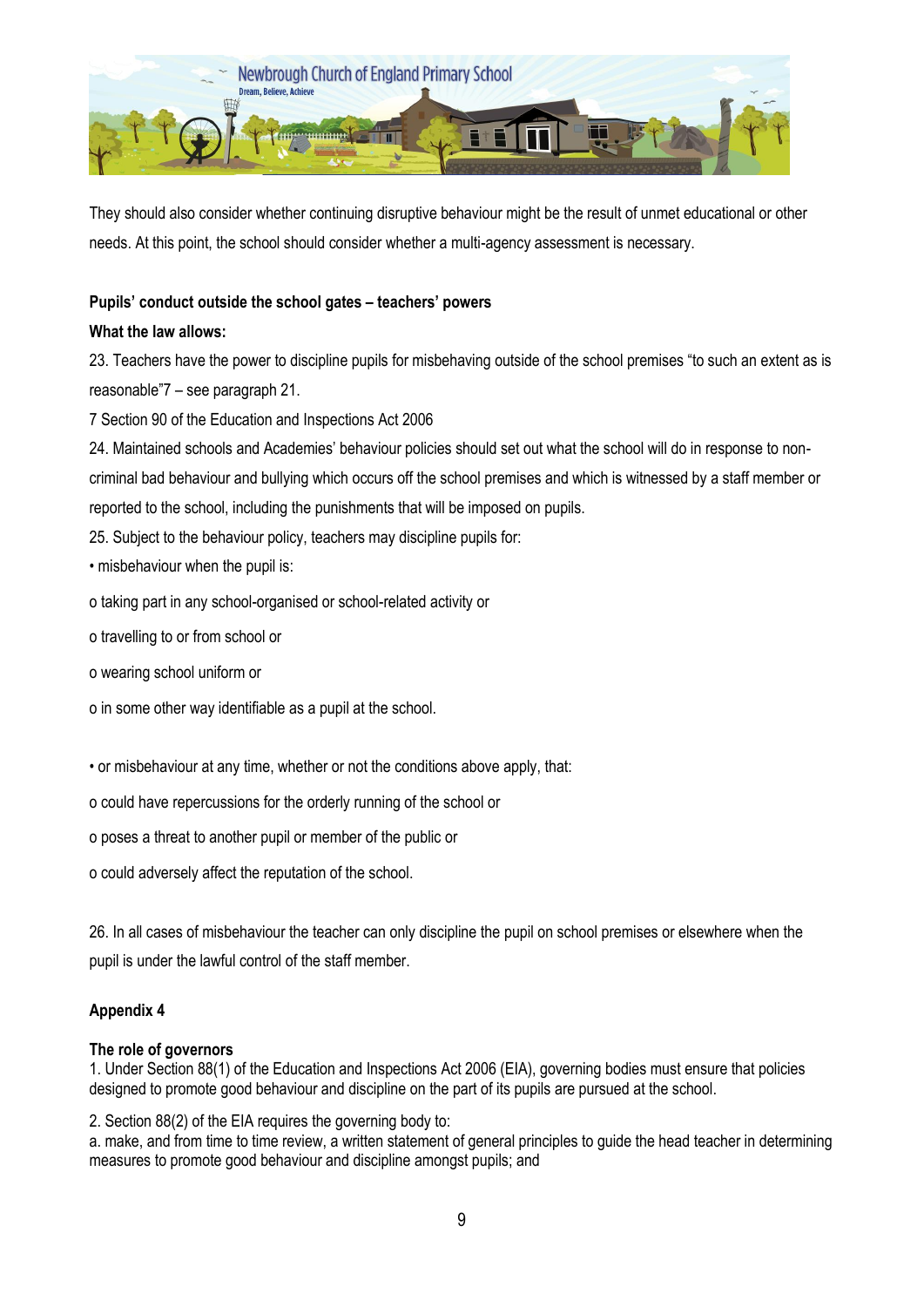They should also consider whether continuing disruptive behaviour might be the result of unmet educational or other needs. At this point, the school should consider whether a multi-agency assessment is necessary.

**Pupils' conduct outside the school gates – teachers' powers**

**What the law allows:**

23. Teachers have the power to discipline pupils for misbehaving outside of the school premises "to such an extent as is reasonable"7 – see paragraph 21.

7 Section 90 of the Education and Inspections Act 2006

24. Maintained schools and Academies' behaviour policies should set out what the school will do in response to non-criminal bad behaviour and bullying which occurs off the school premises and which is witnessed by a staff member or reported to the school, including the punishments that will be imposed on pupils.

25. Subject to the behaviour policy, teachers may discipline pupils for:

• misbehaviour when the pupil is:

o taking part in any school-organised or school-related activity or

o travelling to or from school or

o wearing school uniform or

o in some other way identifiable as a pupil at the school.

• or misbehaviour at any time, whether or not the conditions above apply, that:

o could have repercussions for the orderly running of the school or

o poses a threat to another pupil or member of the public or

o could adversely affect the reputation of the school.

26. In all cases of misbehaviour the teacher can only discipline the pupil on school premises or elsewhere when the pupil is under the lawful control of the staff member.

**Appendix 4**

**The role of governors**

1. Under Section 88(1) of the Education and Inspections Act 2006 (EIA), governing bodies must ensure that policies designed to promote good behaviour and discipline on the part of its pupils are pursued at the school.

2. Section 88(2) of the EIA requires the governing body to:

a. make, and from time to time review, a written statement of general principles to guide the head teacher in determining measures to promote good behaviour and discipline amongst pupils; and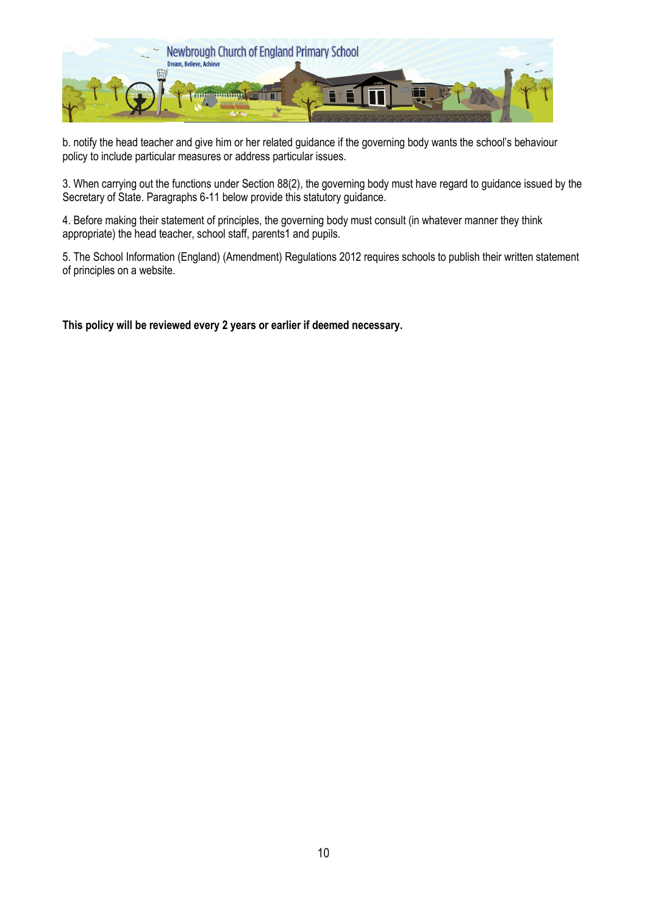b. notify the head teacher and give him or her related guidance if the governing body wants the school's behaviour policy to include particular measures or address particular issues.

3. When carrying out the functions under Section 88(2), the governing body must have regard to guidance issued by the Secretary of State. Paragraphs 6-11 below provide this statutory guidance.

4. Before making their statement of principles, the governing body must consult (in whatever manner they think appropriate) the head teacher, school staff, parents1 and pupils.

5. The School Information (England) (Amendment) Regulations 2012 requires schools to publish their written statement of principles on a website.

**This policy will be reviewed every 2 years or earlier if deemed necessary.**